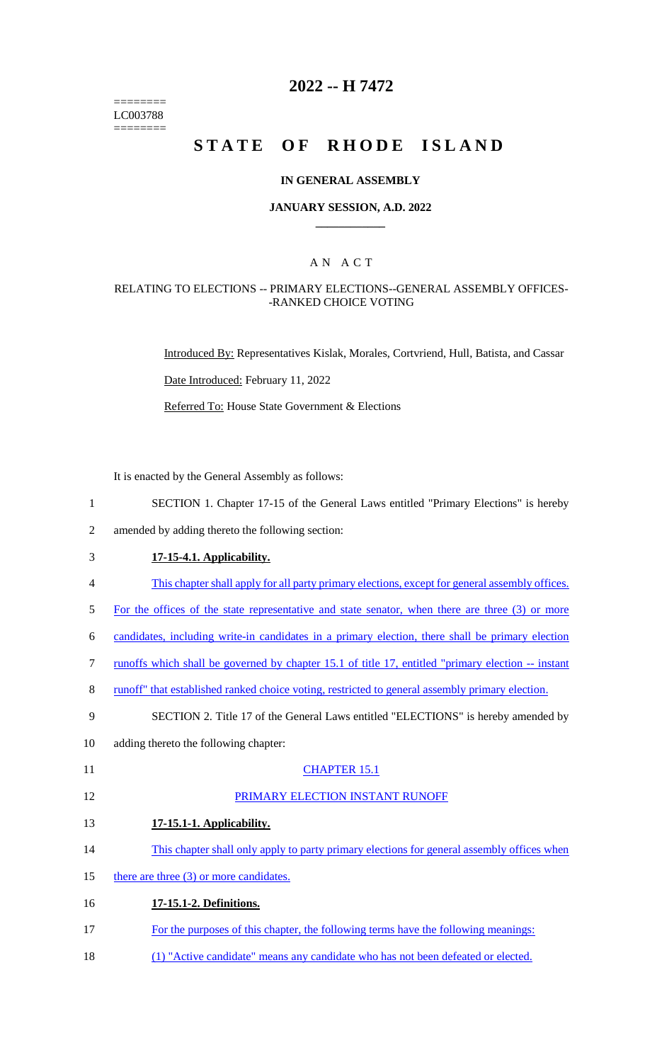========
LC003788
========

# 2022 -- H 7472

# STATE OF RHODE ISLAND

## IN GENERAL ASSEMBLY

### JANUARY SESSION, A.D. 2022

### A N A C T

#### RELATING TO ELECTIONS -- PRIMARY ELECTIONS--GENERAL ASSEMBLY OFFICES--RANKED CHOICE VOTING

Introduced By: Representatives Kislak, Morales, Cortvriend, Hull, Batista, and Cassar

Date Introduced: February 11, 2022

Referred To: House State Government & Elections

It is enacted by the General Assembly as follows:

1 SECTION 1. Chapter 17-15 of the General Laws entitled "Primary Elections" is hereby
2 amended by adding thereto the following section:

3 **17-15-4.1. Applicability.**

4 This chapter shall apply for all party primary elections, except for general assembly offices.
5 For the offices of the state representative and state senator, when there are three (3) or more
6 candidates, including write-in candidates in a primary election, there shall be primary election
7 runoffs which shall be governed by chapter 15.1 of title 17, entitled "primary election -- instant
8 runoff" that established ranked choice voting, restricted to general assembly primary election.

9 SECTION 2. Title 17 of the General Laws entitled "ELECTIONS" is hereby amended by
10 adding thereto the following chapter:

11 CHAPTER 15.1

12 PRIMARY ELECTION INSTANT RUNOFF

13 **17-15.1-1. Applicability.**

14 This chapter shall only apply to party primary elections for general assembly offices when
15 there are three (3) or more candidates.

16 **17-15.1-2. Definitions.**

17 For the purposes of this chapter, the following terms have the following meanings:

18 (1) "Active candidate" means any candidate who has not been defeated or elected.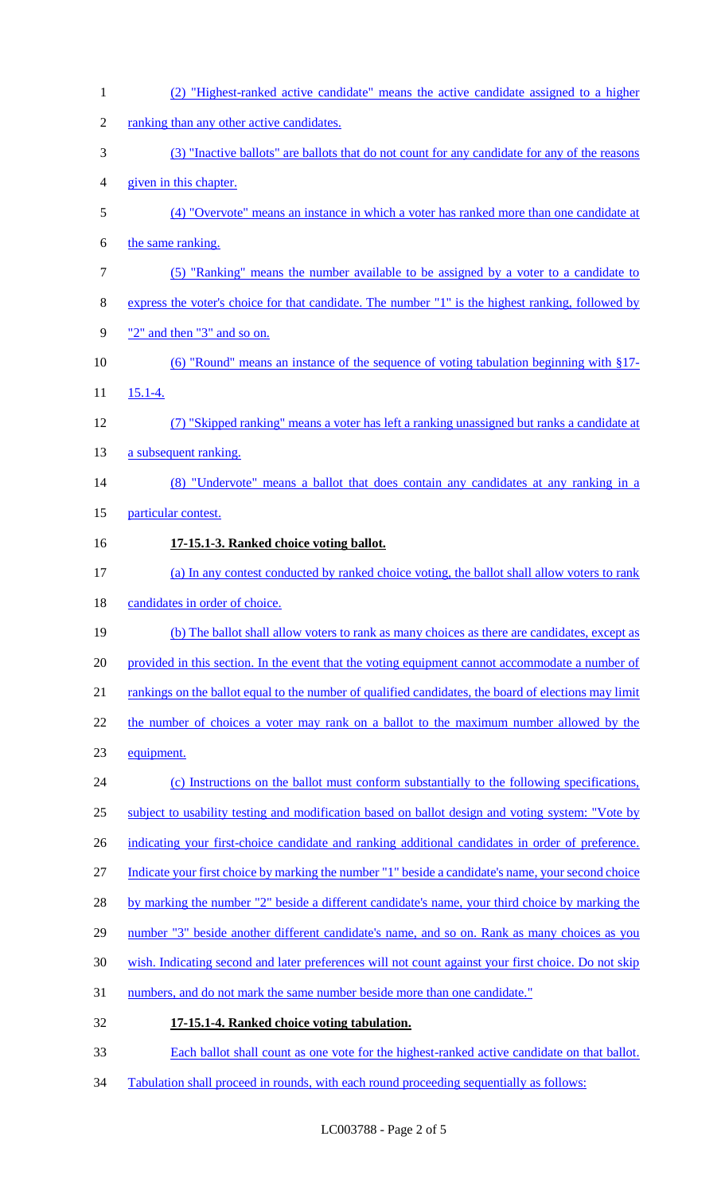(2) "Highest-ranked active candidate" means the active candidate assigned to a higher ranking than any other active candidates.

(3) "Inactive ballots" are ballots that do not count for any candidate for any of the reasons given in this chapter.

(4) "Overvote" means an instance in which a voter has ranked more than one candidate at the same ranking.

(5) "Ranking" means the number available to be assigned by a voter to a candidate to express the voter's choice for that candidate. The number "1" is the highest ranking, followed by "2" and then "3" and so on.

(6) "Round" means an instance of the sequence of voting tabulation beginning with §17-15.1-4.

(7) "Skipped ranking" means a voter has left a ranking unassigned but ranks a candidate at a subsequent ranking.

(8) "Undervote" means a ballot that does contain any candidates at any ranking in a particular contest.

**17-15.1-3. Ranked choice voting ballot.**

(a) In any contest conducted by ranked choice voting, the ballot shall allow voters to rank candidates in order of choice.

(b) The ballot shall allow voters to rank as many choices as there are candidates, except as provided in this section. In the event that the voting equipment cannot accommodate a number of rankings on the ballot equal to the number of qualified candidates, the board of elections may limit the number of choices a voter may rank on a ballot to the maximum number allowed by the equipment.

(c) Instructions on the ballot must conform substantially to the following specifications, subject to usability testing and modification based on ballot design and voting system: "Vote by indicating your first-choice candidate and ranking additional candidates in order of preference. Indicate your first choice by marking the number "1" beside a candidate's name, your second choice by marking the number "2" beside a different candidate's name, your third choice by marking the number "3" beside another different candidate's name, and so on. Rank as many choices as you wish. Indicating second and later preferences will not count against your first choice. Do not skip numbers, and do not mark the same number beside more than one candidate."

**17-15.1-4. Ranked choice voting tabulation.**

Each ballot shall count as one vote for the highest-ranked active candidate on that ballot. Tabulation shall proceed in rounds, with each round proceeding sequentially as follows: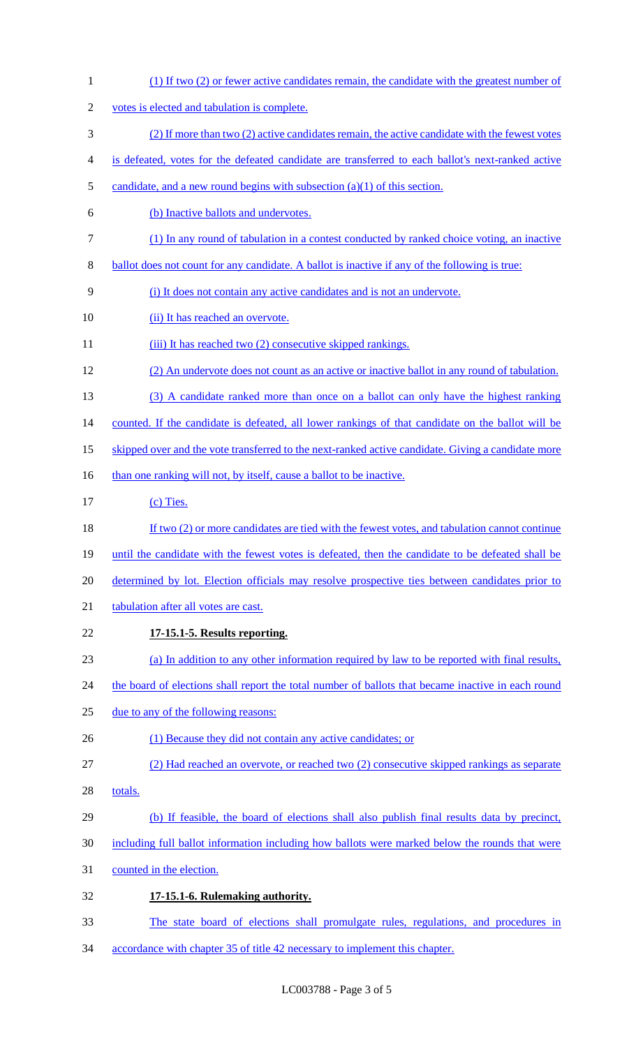(1) If two (2) or fewer active candidates remain, the candidate with the greatest number of votes is elected and tabulation is complete.

(2) If more than two (2) active candidates remain, the active candidate with the fewest votes is defeated, votes for the defeated candidate are transferred to each ballot's next-ranked active candidate, and a new round begins with subsection (a)(1) of this section.

(b) Inactive ballots and undervotes.

(1) In any round of tabulation in a contest conducted by ranked choice voting, an inactive ballot does not count for any candidate. A ballot is inactive if any of the following is true:

(i) It does not contain any active candidates and is not an undervote.

(ii) It has reached an overvote.

(iii) It has reached two (2) consecutive skipped rankings.

(2) An undervote does not count as an active or inactive ballot in any round of tabulation.

(3) A candidate ranked more than once on a ballot can only have the highest ranking counted. If the candidate is defeated, all lower rankings of that candidate on the ballot will be skipped over and the vote transferred to the next-ranked active candidate. Giving a candidate more than one ranking will not, by itself, cause a ballot to be inactive.

(c) Ties.

If two (2) or more candidates are tied with the fewest votes, and tabulation cannot continue until the candidate with the fewest votes is defeated, then the candidate to be defeated shall be determined by lot. Election officials may resolve prospective ties between candidates prior to tabulation after all votes are cast.

**17-15.1-5. Results reporting.**

(a) In addition to any other information required by law to be reported with final results, the board of elections shall report the total number of ballots that became inactive in each round due to any of the following reasons:

(1) Because they did not contain any active candidates; or

(2) Had reached an overvote, or reached two (2) consecutive skipped rankings as separate totals.

(b) If feasible, the board of elections shall also publish final results data by precinct, including full ballot information including how ballots were marked below the rounds that were counted in the election.

**17-15.1-6. Rulemaking authority.**

The state board of elections shall promulgate rules, regulations, and procedures in accordance with chapter 35 of title 42 necessary to implement this chapter.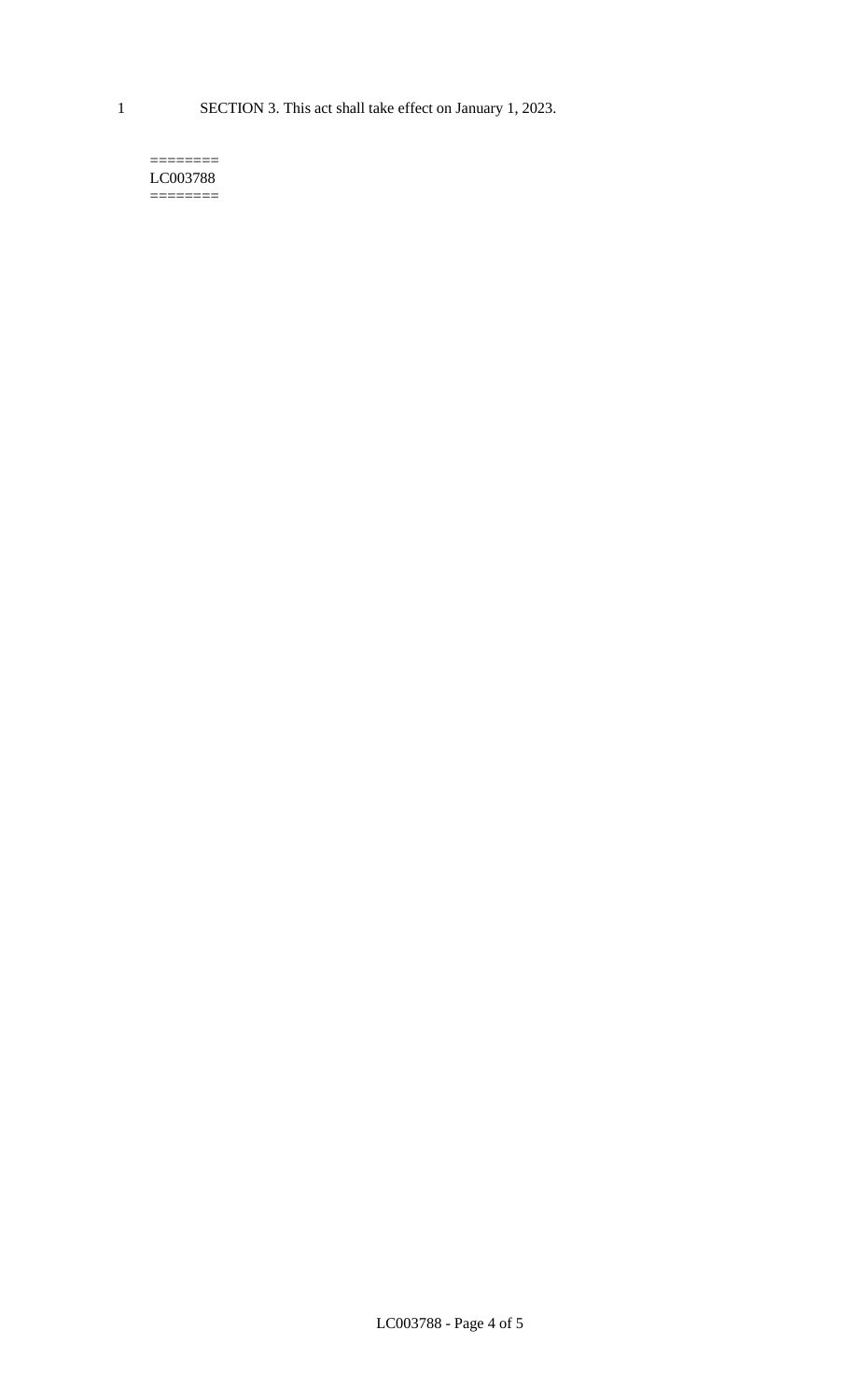SECTION 3. This act shall take effect on January 1, 2023.

========
LC003788
========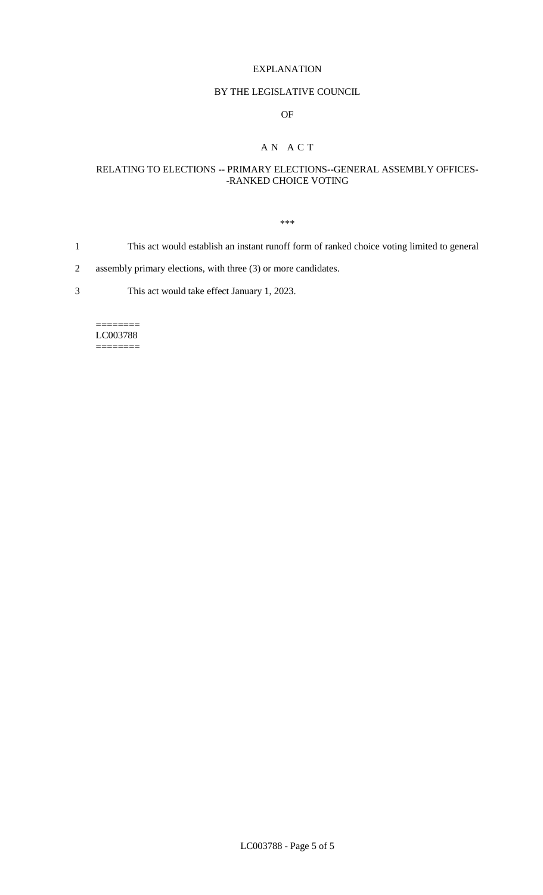EXPLANATION

BY THE LEGISLATIVE COUNCIL

OF

A N A C T

RELATING TO ELECTIONS -- PRIMARY ELECTIONS--GENERAL ASSEMBLY OFFICES--RANKED CHOICE VOTING

\*\*\*

1 This act would establish an instant runoff form of ranked choice voting limited to general

2 assembly primary elections, with three (3) or more candidates.

3 This act would take effect January 1, 2023.

========
LC003788
========